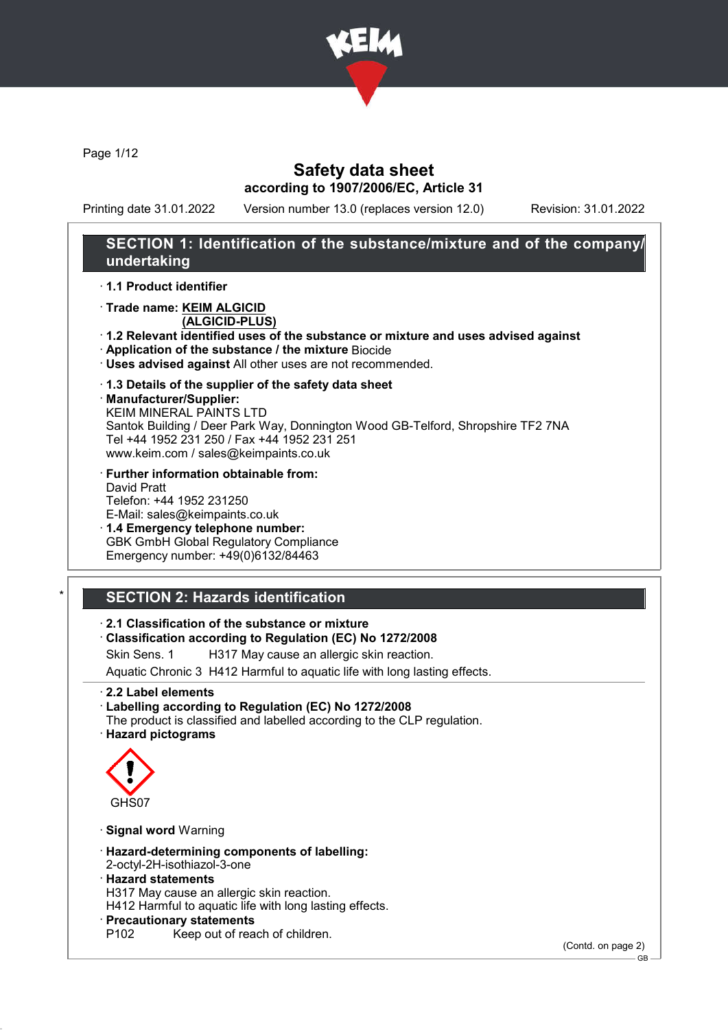# Safety data sheet

**according to 1907/2006/EC, Article 31**

Printing date 31.01.2022 Version number 13.0 (replaces version 12.0) Revision: 31.01.2022

## SECTION 1: Identification of the substance/mixture and of the company/undertaking

· **1.1 Product identifier**

· **Trade name: KEIM ALGICID (ALGICID-PLUS)**

· **1.2 Relevant identified uses of the substance or mixture and uses advised against**

· **Application of the substance / the mixture** Biocide

· **Uses advised against** All other uses are not recommended.

· **1.3 Details of the supplier of the safety data sheet**

· **Manufacturer/Supplier:**
KEIM MINERAL PAINTS LTD
Santok Building / Deer Park Way, Donnington Wood GB-Telford, Shropshire TF2 7NA
Tel +44 1952 231 250 / Fax +44 1952 231 251
www.keim.com / sales@keimpaints.co.uk

· **Further information obtainable from:**
David Pratt
Telefon: +44 1952 231250
E-Mail: sales@keimpaints.co.uk

· **1.4 Emergency telephone number:**
GBK GmbH Global Regulatory Compliance
Emergency number: +49(0)6132/84463

## SECTION 2: Hazards identification

· **2.1 Classification of the substance or mixture**

· **Classification according to Regulation (EC) No 1272/2008**

Skin Sens. 1 H317 May cause an allergic skin reaction.

Aquatic Chronic 3 H412 Harmful to aquatic life with long lasting effects.

· **2.2 Label elements**

· **Labelling according to Regulation (EC) No 1272/2008**
The product is classified and labelled according to the CLP regulation.

· **Hazard pictograms**

GHS07

· **Signal word** Warning

· **Hazard-determining components of labelling:**
2-octyl-2H-isothiazol-3-one

· **Hazard statements**
H317 May cause an allergic skin reaction.
H412 Harmful to aquatic life with long lasting effects.

· **Precautionary statements**
P102 Keep out of reach of children.

(Contd. on page 2)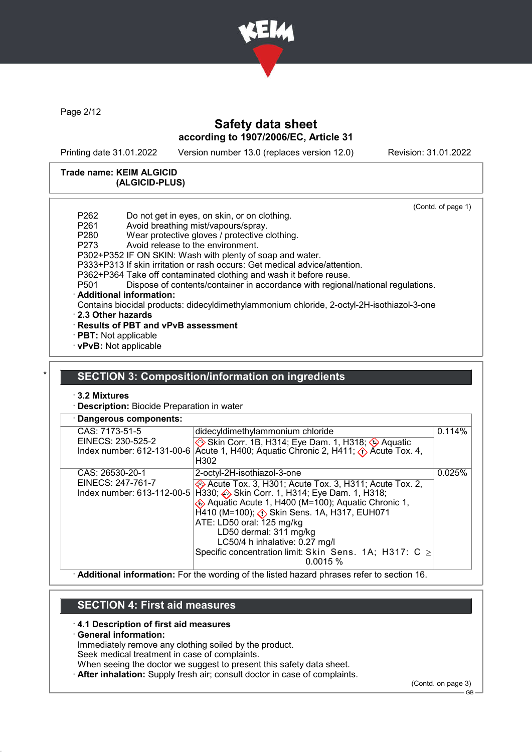(Contd. of page 1)

P262 Do not get in eyes, on skin, or on clothing.
P261 Avoid breathing mist/vapours/spray.
P280 Wear protective gloves / protective clothing.
P273 Avoid release to the environment.
P302+P352 IF ON SKIN: Wash with plenty of soap and water.
P333+P313 If skin irritation or rash occurs: Get medical advice/attention.
P362+P364 Take off contaminated clothing and wash it before reuse.
P501 Dispose of contents/container in accordance with regional/national regulations.

· **Additional information:**
Contains biocidal products: didecyldimethylammonium chloride, 2-octyl-2H-isothiazol-3-one

· **2.3 Other hazards**
· **Results of PBT and vPvB assessment**
· **PBT:** Not applicable
· **vPvB:** Not applicable

## SECTION 3: Composition/information on ingredients

· **3.2 Mixtures**
· **Description:** Biocide Preparation in water

· **Dangerous components:**

| | | |
|---|---|---|
| CAS: 7173-51-5<br>EINECS: 230-525-2<br>Index number: 612-131-00-6 | didecyldimethylammonium chloride<br>Skin Corr. 1B, H314; Eye Dam. 1, H318; Aquatic Acute 1, H400; Aquatic Chronic 2, H411; Acute Tox. 4, H302 | 0.114% |
| CAS: 26530-20-1<br>EINECS: 247-761-7<br>Index number: 613-112-00-5 | 2-octyl-2H-isothiazol-3-one<br>Acute Tox. 3, H301; Acute Tox. 3, H311; Acute Tox. 2, H330; Skin Corr. 1, H314; Eye Dam. 1, H318; Aquatic Acute 1, H400 (M=100); Aquatic Chronic 1, H410 (M=100); Skin Sens. 1A, H317, EUH071<br>ATE: LD50 oral: 125 mg/kg<br>LD50 dermal: 311 mg/kg<br>LC50/4 h inhalative: 0.27 mg/l<br>Specific concentration limit: Skin Sens. 1A; H317: C ≥ 0.0015 % | 0.025% |

· **Additional information:** For the wording of the listed hazard phrases refer to section 16.

## SECTION 4: First aid measures

· **4.1 Description of first aid measures**
· **General information:**
Immediately remove any clothing soiled by the product.
Seek medical treatment in case of complaints.
When seeing the doctor we suggest to present this safety data sheet.
· **After inhalation:** Supply fresh air; consult doctor in case of complaints.

(Contd. on page 3)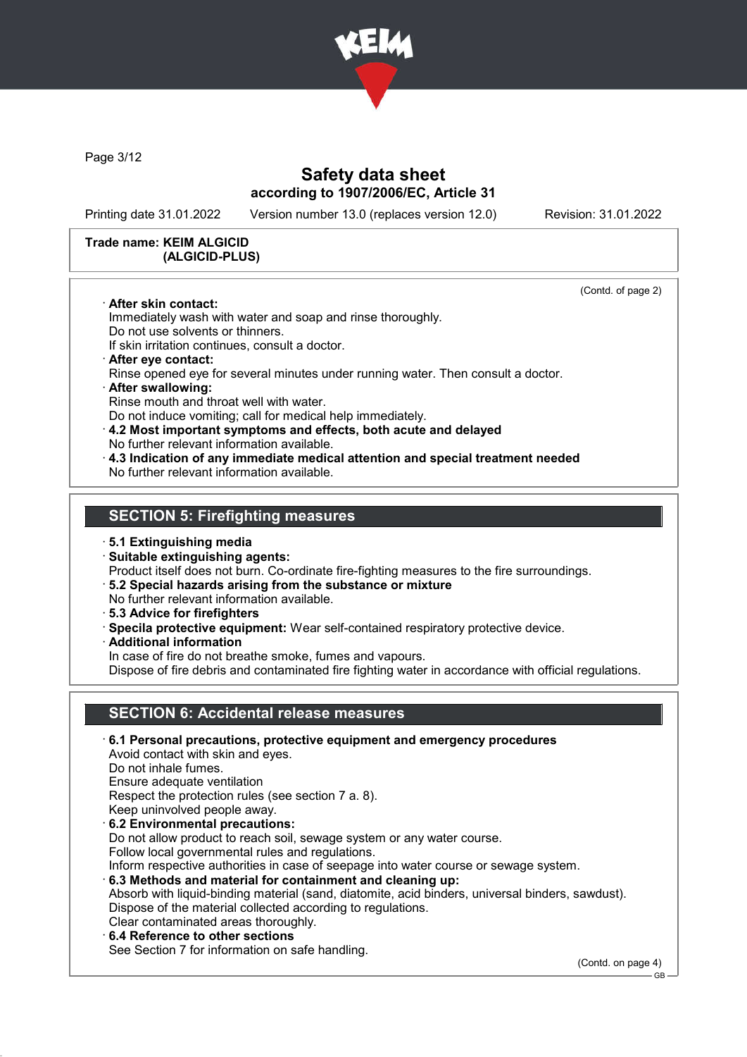Trade name: KEIM ALGICID (ALGICID-PLUS)

(Contd. of page 2)

· **After skin contact:**
Immediately wash with water and soap and rinse thoroughly.
Do not use solvents or thinners.
If skin irritation continues, consult a doctor.

· **After eye contact:**
Rinse opened eye for several minutes under running water. Then consult a doctor.

· **After swallowing:**
Rinse mouth and throat well with water.
Do not induce vomiting; call for medical help immediately.

· **4.2 Most important symptoms and effects, both acute and delayed**
No further relevant information available.

· **4.3 Indication of any immediate medical attention and special treatment needed**
No further relevant information available.

## SECTION 5: Firefighting measures

· **5.1 Extinguishing media**

· **Suitable extinguishing agents:**
Product itself does not burn. Co-ordinate fire-fighting measures to the fire surroundings.

· **5.2 Special hazards arising from the substance or mixture**
No further relevant information available.

· **5.3 Advice for firefighters**

· **Specila protective equipment:** Wear self-contained respiratory protective device.

· **Additional information**
In case of fire do not breathe smoke, fumes and vapours.
Dispose of fire debris and contaminated fire fighting water in accordance with official regulations.

## SECTION 6: Accidental release measures

· **6.1 Personal precautions, protective equipment and emergency procedures**
Avoid contact with skin and eyes.
Do not inhale fumes.
Ensure adequate ventilation
Respect the protection rules (see section 7 a. 8).
Keep uninvolved people away.

· **6.2 Environmental precautions:**
Do not allow product to reach soil, sewage system or any water course.
Follow local governmental rules and regulations.
Inform respective authorities in case of seepage into water course or sewage system.

· **6.3 Methods and material for containment and cleaning up:**
Absorb with liquid-binding material (sand, diatomite, acid binders, universal binders, sawdust).
Dispose of the material collected according to regulations.
Clear contaminated areas thoroughly.

· **6.4 Reference to other sections**
See Section 7 for information on safe handling.

(Contd. on page 4)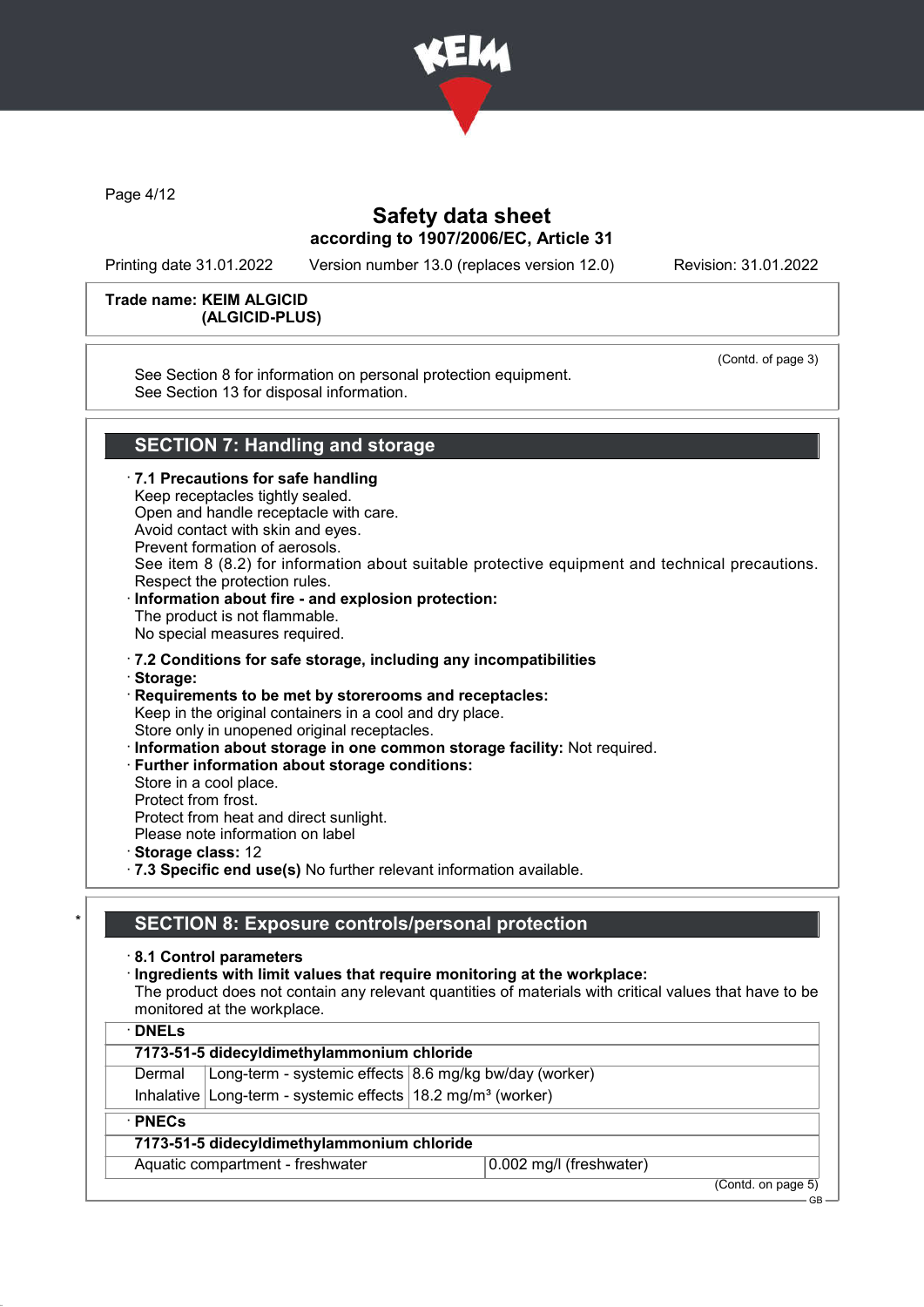(Contd. of page 3)

See Section 8 for information on personal protection equipment.
See Section 13 for disposal information.

## SECTION 7: Handling and storage

· **7.1 Precautions for safe handling**
Keep receptacles tightly sealed.
Open and handle receptacle with care.
Avoid contact with skin and eyes.
Prevent formation of aerosols.
See item 8 (8.2) for information about suitable protective equipment and technical precautions.
Respect the protection rules.
· **Information about fire - and explosion protection:**
The product is not flammable.
No special measures required.

· **7.2 Conditions for safe storage, including any incompatibilities**
· **Storage:**
· **Requirements to be met by storerooms and receptacles:**
Keep in the original containers in a cool and dry place.
Store only in unopened original receptacles.
· **Information about storage in one common storage facility:** Not required.
· **Further information about storage conditions:**
Store in a cool place.
Protect from frost.
Protect from heat and direct sunlight.
Please note information on label
· **Storage class:** 12
· **7.3 Specific end use(s)** No further relevant information available.

## SECTION 8: Exposure controls/personal protection

· **8.1 Control parameters**
· **Ingredients with limit values that require monitoring at the workplace:**
The product does not contain any relevant quantities of materials with critical values that have to be monitored at the workplace.

· **DNELs**

| **7173-51-5 didecyldimethylammonium chloride** | | |
|---|---|---|
| Dermal | Long-term - systemic effects | 8.6 mg/kg bw/day (worker) |
| Inhalative | Long-term - systemic effects | 18.2 mg/m³ (worker) |

· **PNECs**

| **7173-51-5 didecyldimethylammonium chloride** | |
|---|---|
| Aquatic compartment - freshwater | 0.002 mg/l (freshwater) |

(Contd. on page 5)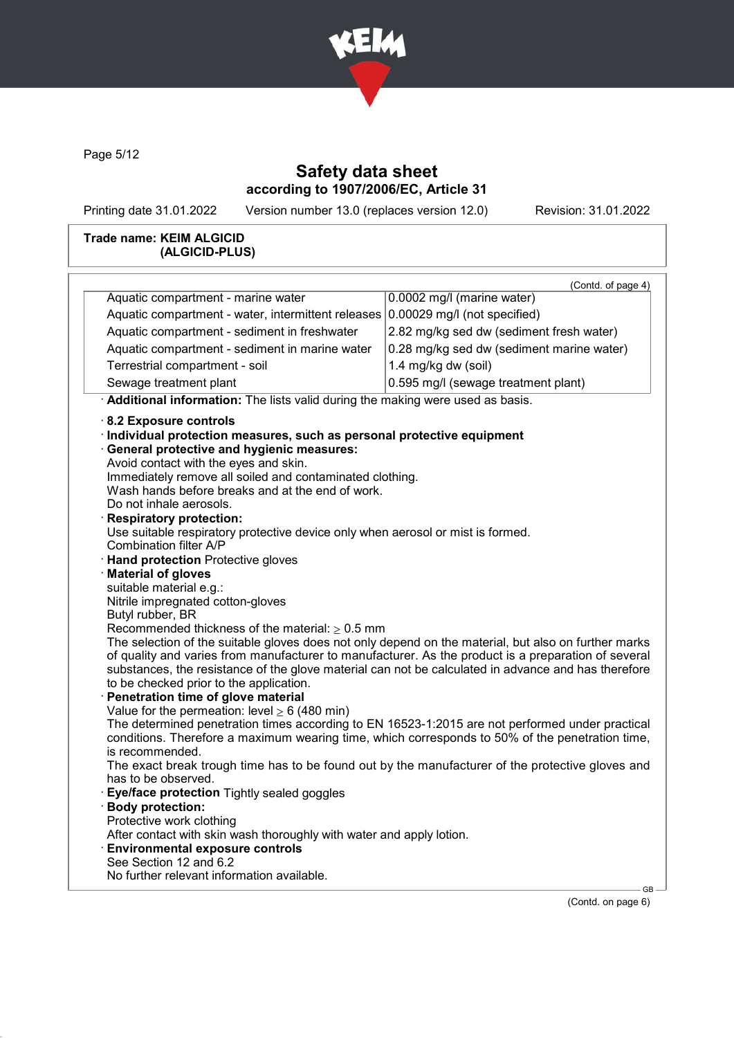**Trade name: KEIM ALGICID (ALGICID-PLUS)**

(Contd. of page 4)

| | |
|---|---|
| Aquatic compartment - marine water | 0.0002 mg/l (marine water) |
| Aquatic compartment - water, intermittent releases | 0.00029 mg/l (not specified) |
| Aquatic compartment - sediment in freshwater | 2.82 mg/kg sed dw (sediment fresh water) |
| Aquatic compartment - sediment in marine water | 0.28 mg/kg sed dw (sediment marine water) |
| Terrestrial compartment - soil | 1.4 mg/kg dw (soil) |
| Sewage treatment plant | 0.595 mg/l (sewage treatment plant) |

· **Additional information:** The lists valid during the making were used as basis.

· **8.2 Exposure controls**

· **Individual protection measures, such as personal protective equipment**

· **General protective and hygienic measures:**
Avoid contact with the eyes and skin.
Immediately remove all soiled and contaminated clothing.
Wash hands before breaks and at the end of work.
Do not inhale aerosols.

· **Respiratory protection:**
Use suitable respiratory protective device only when aerosol or mist is formed.
Combination filter A/P

· **Hand protection** Protective gloves

· **Material of gloves**
suitable material e.g.:
Nitrile impregnated cotton-gloves
Butyl rubber, BR
Recommended thickness of the material: ≥ 0.5 mm
The selection of the suitable gloves does not only depend on the material, but also on further marks of quality and varies from manufacturer to manufacturer. As the product is a preparation of several substances, the resistance of the glove material can not be calculated in advance and has therefore to be checked prior to the application.

· **Penetration time of glove material**
Value for the permeation: level ≥ 6 (480 min)
The determined penetration times according to EN 16523-1:2015 are not performed under practical conditions. Therefore a maximum wearing time, which corresponds to 50% of the penetration time, is recommended.
The exact break trough time has to be found out by the manufacturer of the protective gloves and has to be observed.

· **Eye/face protection** Tightly sealed goggles

· **Body protection:**
Protective work clothing
After contact with skin wash thoroughly with water and apply lotion.

· **Environmental exposure controls**
See Section 12 and 6.2
No further relevant information available.

(Contd. on page 6)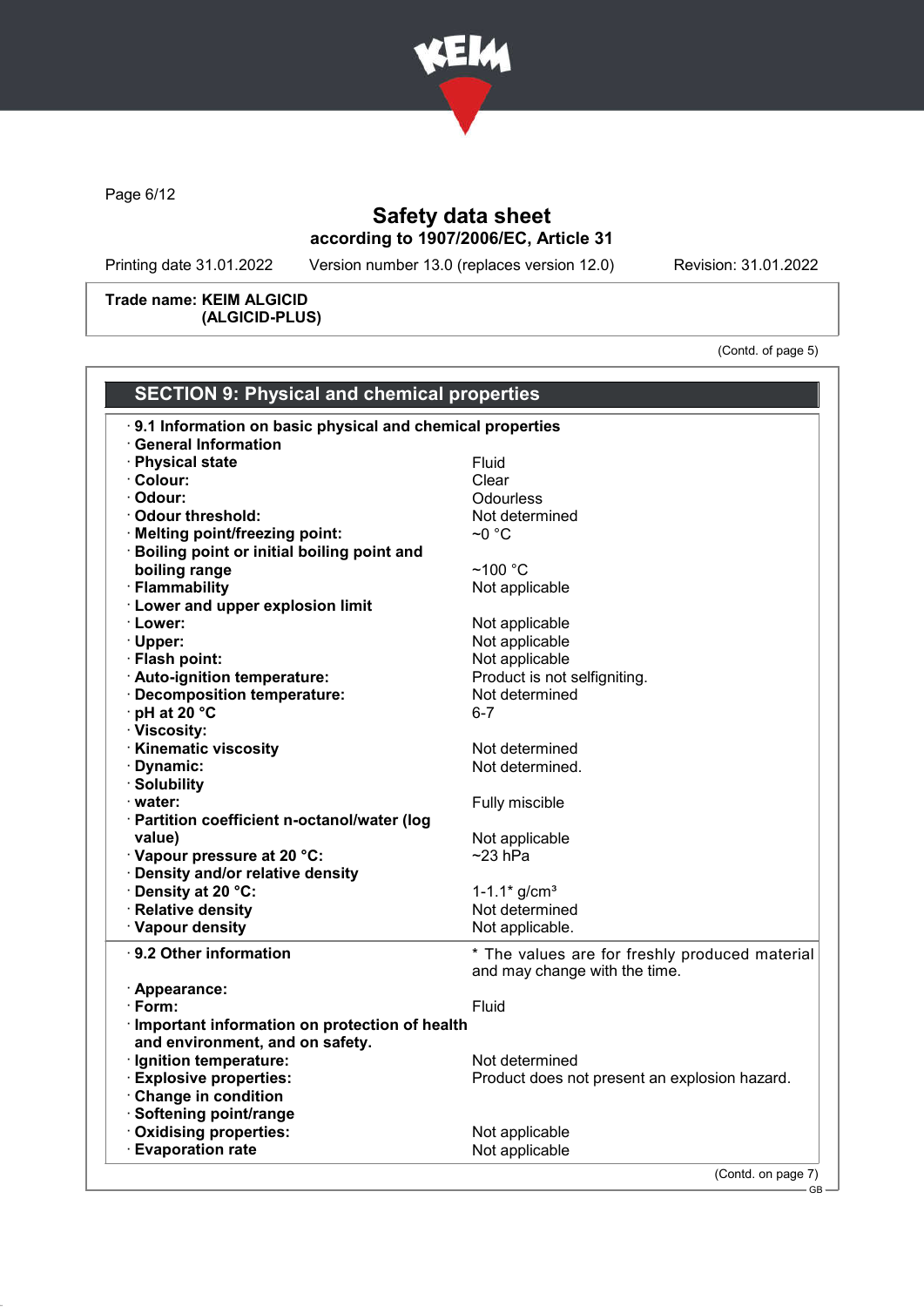Safety data sheet
according to 1907/2006/EC, Article 31

Printing date 31.01.2022 Version number 13.0 (replaces version 12.0) Revision: 31.01.2022

**Trade name: KEIM ALGICID (ALGICID-PLUS)**

(Contd. of page 5)

## SECTION 9: Physical and chemical properties

| | |
|---|---|
| · **9.1 Information on basic physical and chemical properties** | |
| · **General Information** | |
| · **Physical state** | Fluid |
| · **Colour:** | Clear |
| · **Odour:** | Odourless |
| · **Odour threshold:** | Not determined |
| · **Melting point/freezing point:** | ~0 °C |
| · **Boiling point or initial boiling point and boiling range** | ~100 °C |
| · **Flammability** | Not applicable |
| · **Lower and upper explosion limit** | |
| · **Lower:** | Not applicable |
| · **Upper:** | Not applicable |
| · **Flash point:** | Not applicable |
| · **Auto-ignition temperature:** | Product is not selfigniting. |
| · **Decomposition temperature:** | Not determined |
| · **pH at 20 °C** | 6-7 |
| · **Viscosity:** | |
| · **Kinematic viscosity** | Not determined |
| · **Dynamic:** | Not determined. |
| · **Solubility** | |
| · **water:** | Fully miscible |
| · **Partition coefficient n-octanol/water (log value)** | Not applicable |
| · **Vapour pressure at 20 °C:** | ~23 hPa |
| · **Density and/or relative density** | |
| · **Density at 20 °C:** | 1-1.1* g/cm³ |
| · **Relative density** | Not determined |
| · **Vapour density** | Not applicable. |

| | |
|---|---|
| · **9.2 Other information** | * The values are for freshly produced material and may change with the time. |
| · **Appearance:** | |
| · **Form:** | Fluid |
| · **Important information on protection of health and environment, and on safety.** | |
| · **Ignition temperature:** | Not determined |
| · **Explosive properties:** | Product does not present an explosion hazard. |
| · **Change in condition** | |
| · **Softening point/range** | |
| · **Oxidising properties:** | Not applicable |
| · **Evaporation rate** | Not applicable |

(Contd. on page 7)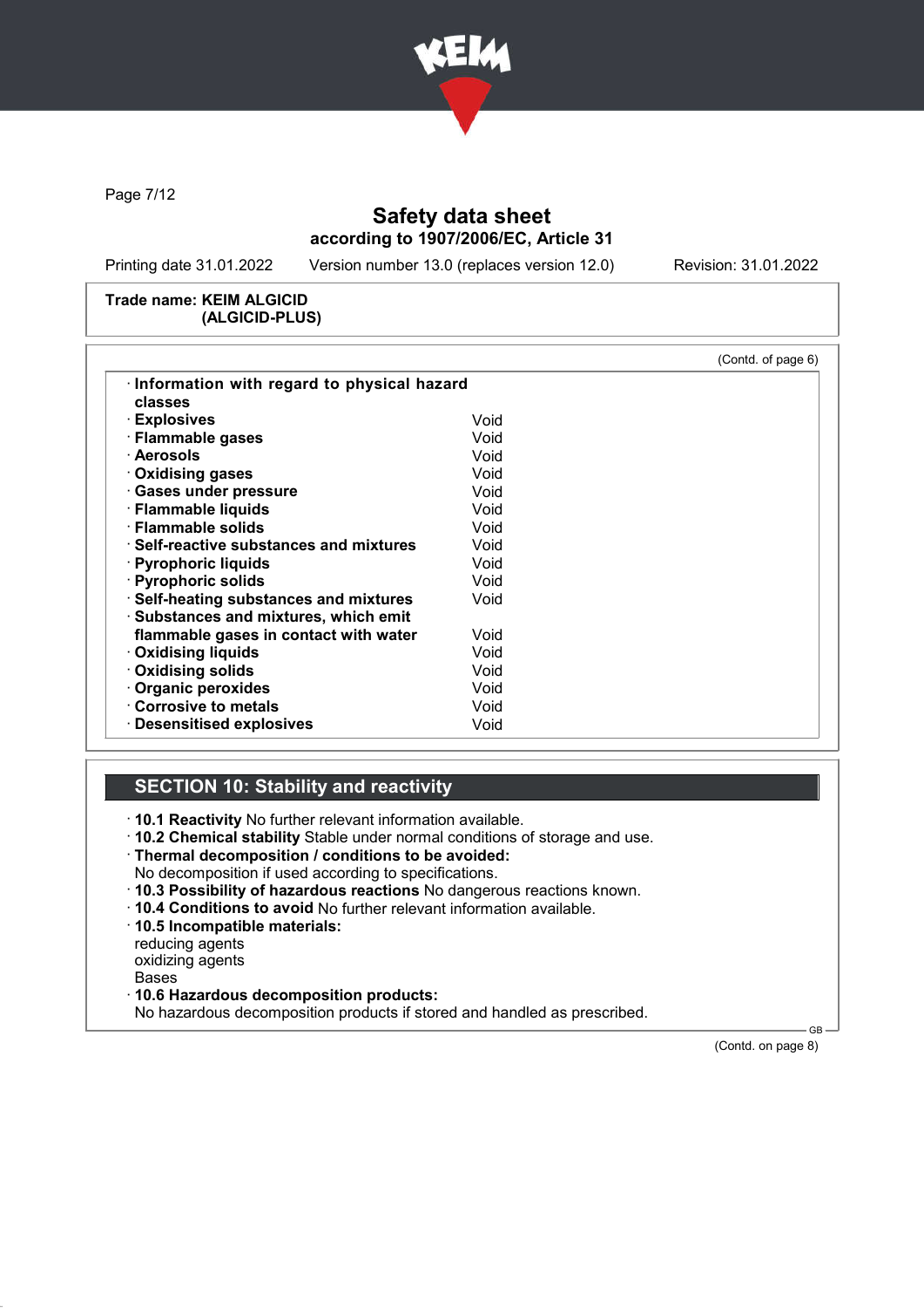**Trade name: KEIM ALGICID (ALGICID-PLUS)**

(Contd. of page 6)

· **Information with regard to physical hazard classes**

| | |
|---|---|
| · **Explosives** | Void |
| · **Flammable gases** | Void |
| · **Aerosols** | Void |
| · **Oxidising gases** | Void |
| · **Gases under pressure** | Void |
| · **Flammable liquids** | Void |
| · **Flammable solids** | Void |
| · **Self-reactive substances and mixtures** | Void |
| · **Pyrophoric liquids** | Void |
| · **Pyrophoric solids** | Void |
| · **Self-heating substances and mixtures** | Void |
| · **Substances and mixtures, which emit flammable gases in contact with water** | Void |
| · **Oxidising liquids** | Void |
| · **Oxidising solids** | Void |
| · **Organic peroxides** | Void |
| · **Corrosive to metals** | Void |
| · **Desensitised explosives** | Void |

## SECTION 10: Stability and reactivity

· **10.1 Reactivity** No further relevant information available.
· **10.2 Chemical stability** Stable under normal conditions of storage and use.
· **Thermal decomposition / conditions to be avoided:**
No decomposition if used according to specifications.
· **10.3 Possibility of hazardous reactions** No dangerous reactions known.
· **10.4 Conditions to avoid** No further relevant information available.
· **10.5 Incompatible materials:**
reducing agents
oxidizing agents
Bases
· **10.6 Hazardous decomposition products:**
No hazardous decomposition products if stored and handled as prescribed.

(Contd. on page 8)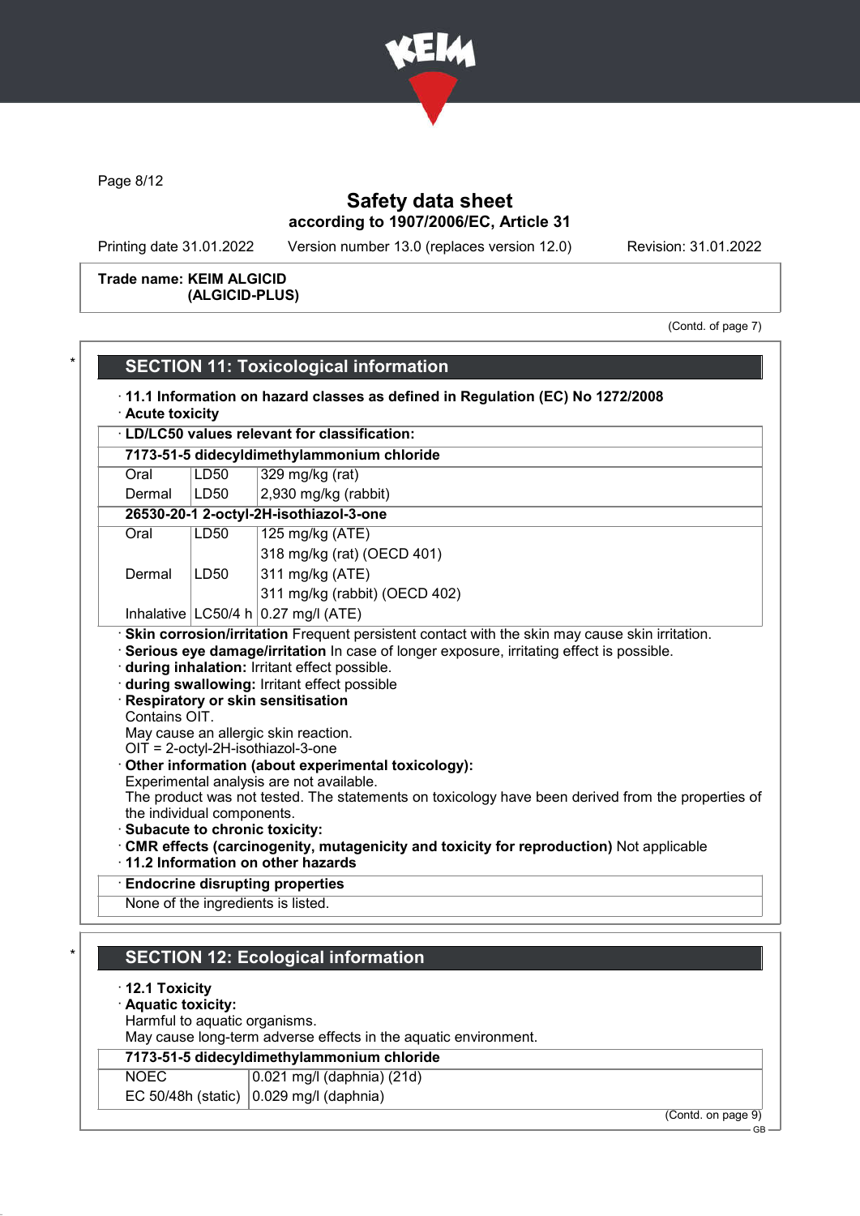Trade name: **KEIM ALGICID (ALGICID-PLUS)**

(Contd. of page 7)

## SECTION 11: Toxicological information

· **11.1 Information on hazard classes as defined in Regulation (EC) No 1272/2008**
· **Acute toxicity**

| · LD/LC50 values relevant for classification: | | |
|---|---|---|
| **7173-51-5 didecyldimethylammonium chloride** | | |
| Oral | LD50 | 329 mg/kg (rat) |
| Dermal | LD50 | 2,930 mg/kg (rabbit) |
| **26530-20-1 2-octyl-2H-isothiazol-3-one** | | |
| Oral | LD50 | 125 mg/kg (ATE) |
| | | 318 mg/kg (rat) (OECD 401) |
| Dermal | LD50 | 311 mg/kg (ATE) |
| | | 311 mg/kg (rabbit) (OECD 402) |
| Inhalative | LC50/4 h | 0.27 mg/l (ATE) |

· **Skin corrosion/irritation** Frequent persistent contact with the skin may cause skin irritation.
· **Serious eye damage/irritation** In case of longer exposure, irritating effect is possible.
· **during inhalation:** Irritant effect possible.
· **during swallowing:** Irritant effect possible
· **Respiratory or skin sensitisation**
Contains OIT.
May cause an allergic skin reaction.
OIT = 2-octyl-2H-isothiazol-3-one
· **Other information (about experimental toxicology):**
Experimental analysis are not available.
The product was not tested. The statements on toxicology have been derived from the properties of the individual components.
· **Subacute to chronic toxicity:**
· **CMR effects (carcinogenity, mutagenicity and toxicity for reproduction)** Not applicable
· **11.2 Information on other hazards**

| · Endocrine disrupting properties |
|---|
| None of the ingredients is listed. |

## SECTION 12: Ecological information

· **12.1 Toxicity**
· **Aquatic toxicity:**
Harmful to aquatic organisms.
May cause long-term adverse effects in the aquatic environment.

| **7173-51-5 didecyldimethylammonium chloride** | |
|---|---|
| NOEC | 0.021 mg/l (daphnia) (21d) |
| EC 50/48h (static) | 0.029 mg/l (daphnia) |

(Contd. on page 9)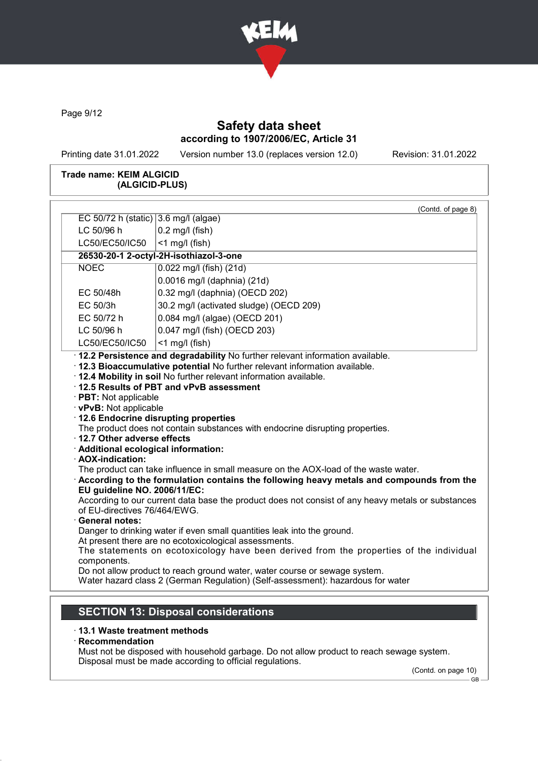Trade name: **KEIM ALGICID (ALGICID-PLUS)**

(Contd. of page 8)

| | |
|---|---|
| EC 50/72 h (static) | 3.6 mg/l (algae) |
| LC 50/96 h | 0.2 mg/l (fish) |
| LC50/EC50/IC50 | <1 mg/l (fish) |
| **26530-20-1 2-octyl-2H-isothiazol-3-one** | |
| NOEC | 0.022 mg/l (fish) (21d) |
| | 0.0016 mg/l (daphnia) (21d) |
| EC 50/48h | 0.32 mg/l (daphnia) (OECD 202) |
| EC 50/3h | 30.2 mg/l (activated sludge) (OECD 209) |
| EC 50/72 h | 0.084 mg/l (algae) (OECD 201) |
| LC 50/96 h | 0.047 mg/l (fish) (OECD 203) |
| LC50/EC50/IC50 | <1 mg/l (fish) |

· **12.2 Persistence and degradability** No further relevant information available.
· **12.3 Bioaccumulative potential** No further relevant information available.
· **12.4 Mobility in soil** No further relevant information available.
· **12.5 Results of PBT and vPvB assessment**
· **PBT:** Not applicable
· **vPvB:** Not applicable
· **12.6 Endocrine disrupting properties**
The product does not contain substances with endocrine disrupting properties.
· **12.7 Other adverse effects**
· **Additional ecological information:**
· **AOX-indication:**
The product can take influence in small measure on the AOX-load of the waste water.
· **According to the formulation contains the following heavy metals and compounds from the EU guideline NO. 2006/11/EC:**
According to our current data base the product does not consist of any heavy metals or substances of EU-directives 76/464/EWG.
· **General notes:**
Danger to drinking water if even small quantities leak into the ground.
At present there are no ecotoxicological assessments.
The statements on ecotoxicology have been derived from the properties of the individual components.
Do not allow product to reach ground water, water course or sewage system.
Water hazard class 2 (German Regulation) (Self-assessment): hazardous for water

## SECTION 13: Disposal considerations

· **13.1 Waste treatment methods**
· **Recommendation**
Must not be disposed with household garbage. Do not allow product to reach sewage system.
Disposal must be made according to official regulations.

(Contd. on page 10)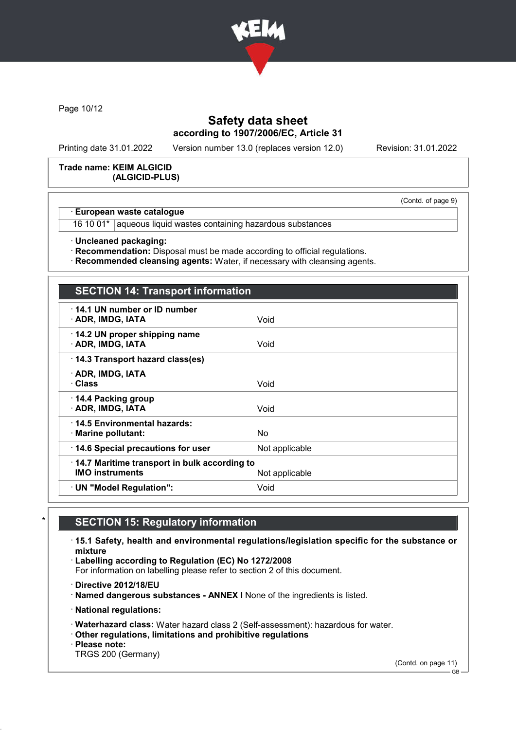**Trade name: KEIM ALGICID (ALGICID-PLUS)**

(Contd. of page 9)

· **European waste catalogue**

| | |
|---|---|
| 16 10 01* | aqueous liquid wastes containing hazardous substances |

· **Uncleaned packaging:**
· **Recommendation:** Disposal must be made according to official regulations.
· **Recommended cleansing agents:** Water, if necessary with cleansing agents.

## SECTION 14: Transport information

| | |
|---|---|
| · **14.1 UN number or ID number** · **ADR, IMDG, IATA** | Void |
| · **14.2 UN proper shipping name** · **ADR, IMDG, IATA** | Void |
| · **14.3 Transport hazard class(es)** · **ADR, IMDG, IATA** · **Class** | Void |
| · **14.4 Packing group** · **ADR, IMDG, IATA** | Void |
| · **14.5 Environmental hazards:** · **Marine pollutant:** | No |
| · **14.6 Special precautions for user** | Not applicable |
| · **14.7 Maritime transport in bulk according to IMO instruments** | Not applicable |
| · **UN "Model Regulation":** | Void |

\*

## SECTION 15: Regulatory information

· **15.1 Safety, health and environmental regulations/legislation specific for the substance or mixture**
· **Labelling according to Regulation (EC) No 1272/2008**
For information on labelling please refer to section 2 of this document.

· **Directive 2012/18/EU**
· **Named dangerous substances - ANNEX I** None of the ingredients is listed.

· **National regulations:**

· **Waterhazard class:** Water hazard class 2 (Self-assessment): hazardous for water.
· **Other regulations, limitations and prohibitive regulations**
· **Please note:**
TRGS 200 (Germany)

(Contd. on page 11)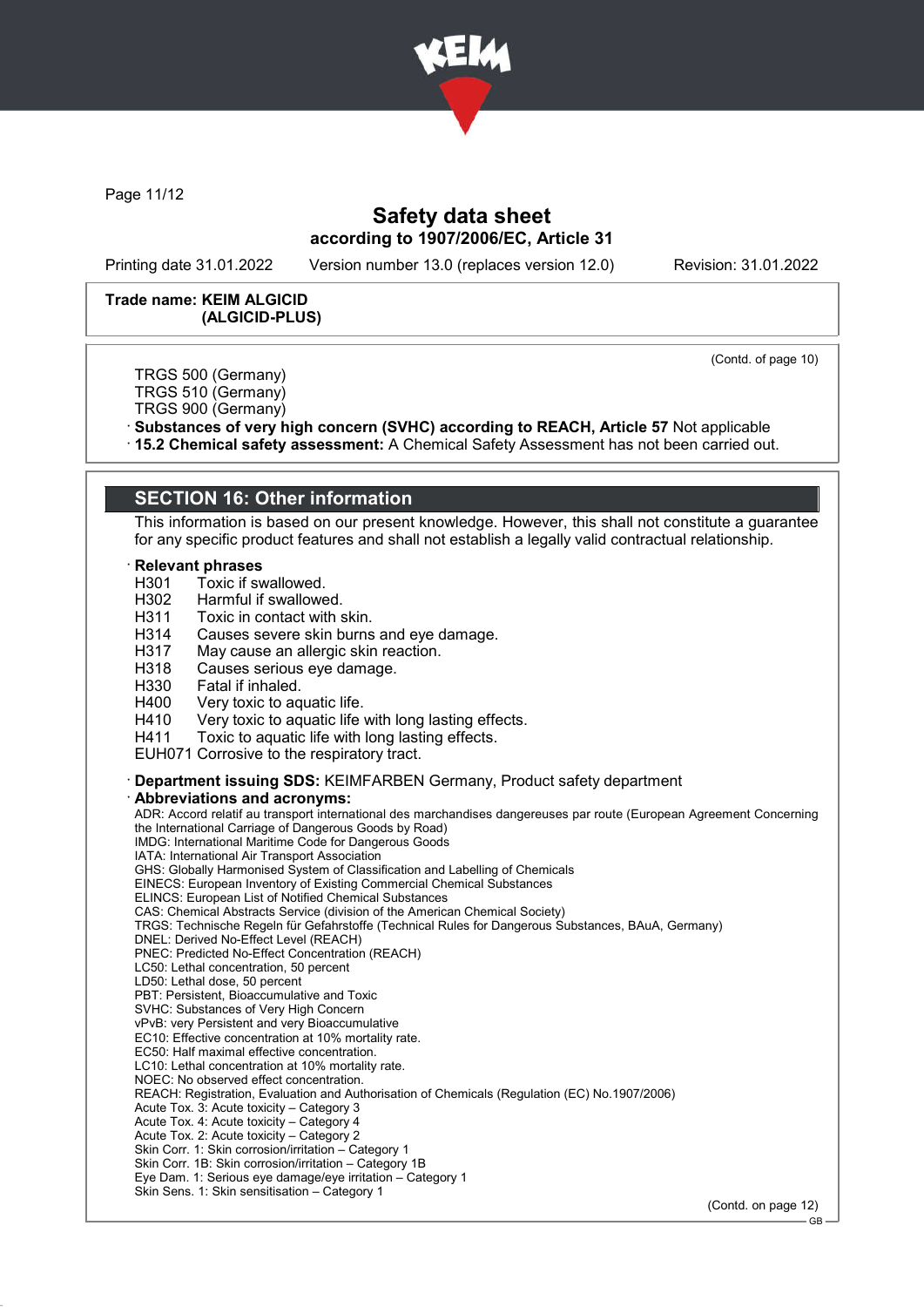Trade name: **KEIM ALGICID (ALGICID-PLUS)**

(Contd. of page 10)

TRGS 500 (Germany)
TRGS 510 (Germany)
TRGS 900 (Germany)

· **Substances of very high concern (SVHC) according to REACH, Article 57** Not applicable
· **15.2 Chemical safety assessment:** A Chemical Safety Assessment has not been carried out.

## SECTION 16: Other information

This information is based on our present knowledge. However, this shall not constitute a guarantee for any specific product features and shall not establish a legally valid contractual relationship.

· **Relevant phrases**

H301 Toxic if swallowed.
H302 Harmful if swallowed.
H311 Toxic in contact with skin.
H314 Causes severe skin burns and eye damage.
H317 May cause an allergic skin reaction.
H318 Causes serious eye damage.
H330 Fatal if inhaled.
H400 Very toxic to aquatic life.
H410 Very toxic to aquatic life with long lasting effects.
H411 Toxic to aquatic life with long lasting effects.
EUH071 Corrosive to the respiratory tract.

· **Department issuing SDS:** KEIMFARBEN Germany, Product safety department
· **Abbreviations and acronyms:**

ADR: Accord relatif au transport international des marchandises dangereuses par route (European Agreement Concerning the International Carriage of Dangerous Goods by Road)
IMDG: International Maritime Code for Dangerous Goods
IATA: International Air Transport Association
GHS: Globally Harmonised System of Classification and Labelling of Chemicals
EINECS: European Inventory of Existing Commercial Chemical Substances
ELINCS: European List of Notified Chemical Substances
CAS: Chemical Abstracts Service (division of the American Chemical Society)
TRGS: Technische Regeln für Gefahrstoffe (Technical Rules for Dangerous Substances, BAuA, Germany)
DNEL: Derived No-Effect Level (REACH)
PNEC: Predicted No-Effect Concentration (REACH)
LC50: Lethal concentration, 50 percent
LD50: Lethal dose, 50 percent
PBT: Persistent, Bioaccumulative and Toxic
SVHC: Substances of Very High Concern
vPvB: very Persistent and very Bioaccumulative
EC10: Effective concentration at 10% mortality rate.
EC50: Half maximal effective concentration.
LC10: Lethal concentration at 10% mortality rate.
NOEC: No observed effect concentration.
REACH: Registration, Evaluation and Authorisation of Chemicals (Regulation (EC) No.1907/2006)
Acute Tox. 3: Acute toxicity – Category 3
Acute Tox. 4: Acute toxicity – Category 4
Acute Tox. 2: Acute toxicity – Category 2
Skin Corr. 1: Skin corrosion/irritation – Category 1
Skin Corr. 1B: Skin corrosion/irritation – Category 1B
Eye Dam. 1: Serious eye damage/eye irritation – Category 1
Skin Sens. 1: Skin sensitisation – Category 1

(Contd. on page 12)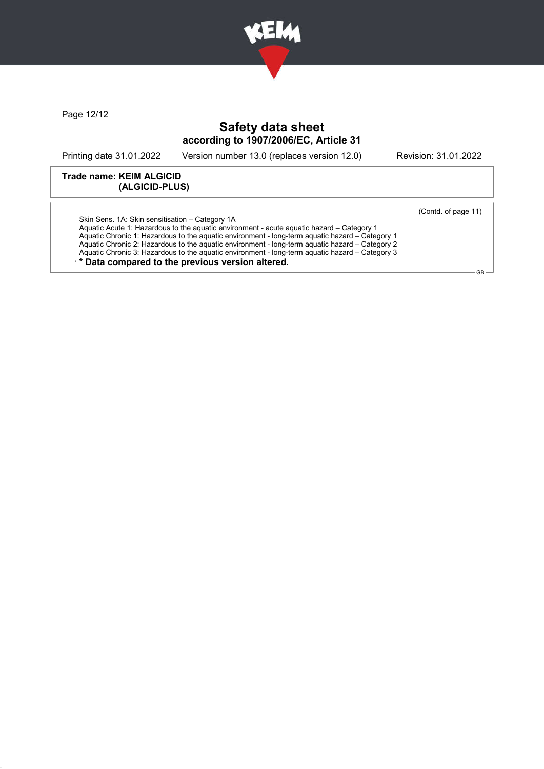# Safety data sheet
## according to 1907/2006/EC, Article 31

Printing date 31.01.2022 Version number 13.0 (replaces version 12.0) Revision: 31.01.2022

**Trade name: KEIM ALGICID (ALGICID-PLUS)**

(Contd. of page 11)

Skin Sens. 1A: Skin sensitisation – Category 1A
Aquatic Acute 1: Hazardous to the aquatic environment - acute aquatic hazard – Category 1
Aquatic Chronic 1: Hazardous to the aquatic environment - long-term aquatic hazard – Category 1
Aquatic Chronic 2: Hazardous to the aquatic environment - long-term aquatic hazard – Category 2
Aquatic Chronic 3: Hazardous to the aquatic environment - long-term aquatic hazard – Category 3

· **\* Data compared to the previous version altered.**

GB